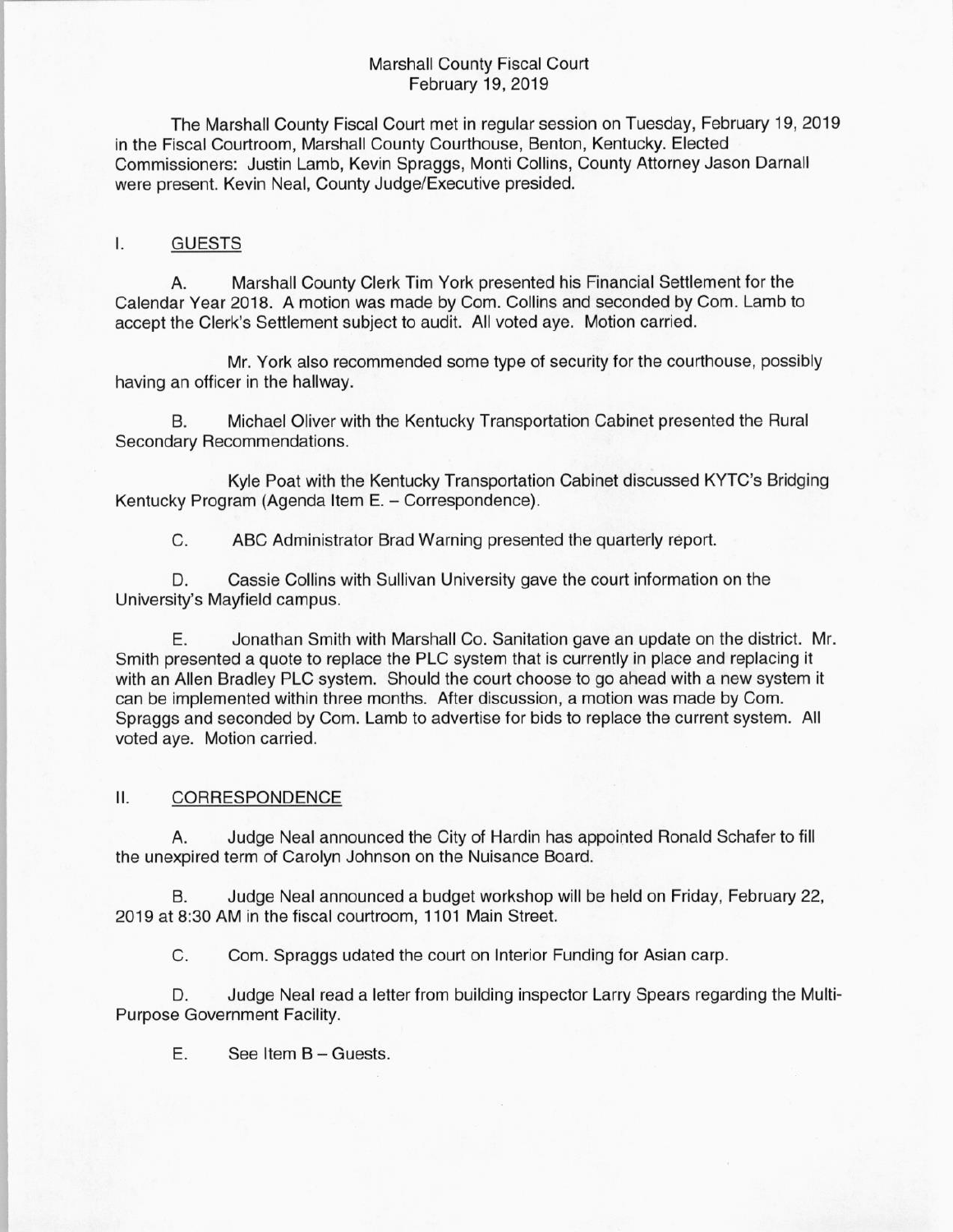Marshall County Fiscal Court
February 19, 2019

The Marshall County Fiscal Court met in regular session on Tuesday, February 19, 2019 in the Fiscal Courtroom, Marshall County Courthouse, Benton, Kentucky. Elected Commissioners: Justin Lamb, Kevin Spraggs, Monti Collins, County Attorney Jason Darnall were present. Kevin Neal, County Judge/Executive presided.

## I. GUESTS

A. Marshall County Clerk Tim York presented his Financial Settlement for the Calendar Year 2018. A motion was made by Com. Collins and seconded by Com. Lamb to accept the Clerk's Settlement subject to audit. All voted aye. Motion carried.

Mr. York also recommended some type of security for the courthouse, possibly having an officer in the hallway.

B. Michael Oliver with the Kentucky Transportation Cabinet presented the Rural Secondary Recommendations.

Kyle Poat with the Kentucky Transportation Cabinet discussed KYTC's Bridging Kentucky Program (Agenda Item E. – Correspondence).

C. ABC Administrator Brad Warning presented the quarterly report.

D. Cassie Collins with Sullivan University gave the court information on the University's Mayfield campus.

E. Jonathan Smith with Marshall Co. Sanitation gave an update on the district. Mr. Smith presented a quote to replace the PLC system that is currently in place and replacing it with an Allen Bradley PLC system. Should the court choose to go ahead with a new system it can be implemented within three months. After discussion, a motion was made by Com. Spraggs and seconded by Com. Lamb to advertise for bids to replace the current system. All voted aye. Motion carried.

## II. CORRESPONDENCE

A. Judge Neal announced the City of Hardin has appointed Ronald Schafer to fill the unexpired term of Carolyn Johnson on the Nuisance Board.

B. Judge Neal announced a budget workshop will be held on Friday, February 22, 2019 at 8:30 AM in the fiscal courtroom, 1101 Main Street.

C. Com. Spraggs udated the court on Interior Funding for Asian carp.

D. Judge Neal read a letter from building inspector Larry Spears regarding the Multi-Purpose Government Facility.

E. See Item B – Guests.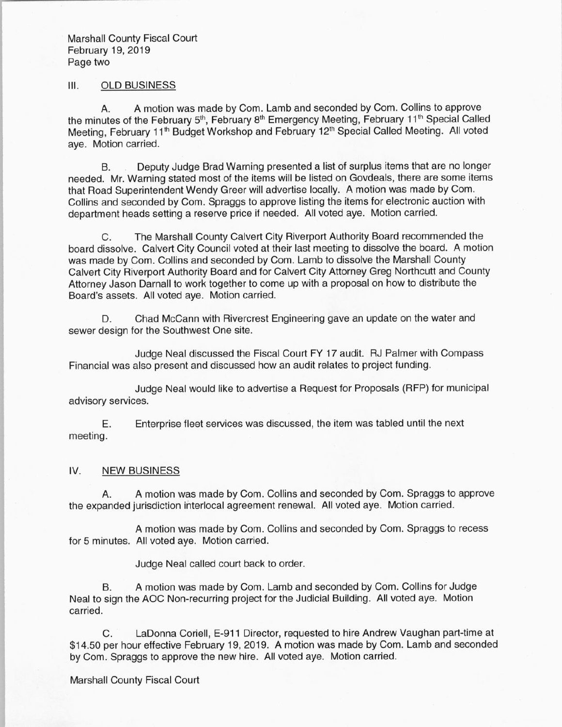## III. OLD BUSINESS

A. A motion was made by Com. Lamb and seconded by Com. Collins to approve the minutes of the February 5th, February 8th Emergency Meeting, February 11th Special Called Meeting, February 11th Budget Workshop and February 12th Special Called Meeting. All voted aye. Motion carried.

B. Deputy Judge Brad Warning presented a list of surplus items that are no longer needed. Mr. Warning stated most of the items will be listed on Govdeals, there are some items that Road Superintendent Wendy Greer will advertise locally. A motion was made by Com. Collins and seconded by Com. Spraggs to approve listing the items for electronic auction with department heads setting a reserve price if needed. All voted aye. Motion carried.

C. The Marshall County Calvert City Riverport Authority Board recommended the board dissolve. Calvert City Council voted at their last meeting to dissolve the board. A motion was made by Com. Collins and seconded by Com. Lamb to dissolve the Marshall County Calvert City Riverport Authority Board and for Calvert City Attorney Greg Northcutt and County Attorney Jason Darnall to work together to come up with a proposal on how to distribute the Board's assets. All voted aye. Motion carried.

D. Chad McCann with Rivercrest Engineering gave an update on the water and sewer design for the Southwest One site.

Judge Neal discussed the Fiscal Court FY 17 audit. RJ Palmer with Compass Financial was also present and discussed how an audit relates to project funding.

Judge Neal would like to advertise a Request for Proposals (RFP) for municipal advisory services.

E. Enterprise fleet services was discussed, the item was tabled until the next meeting.

## IV. NEW BUSINESS

A. A motion was made by Com. Collins and seconded by Com. Spraggs to approve the expanded jurisdiction interlocal agreement renewal. All voted aye. Motion carried.

A motion was made by Com. Collins and seconded by Com. Spraggs to recess for 5 minutes. All voted aye. Motion carried.

Judge Neal called court back to order.

B. A motion was made by Com. Lamb and seconded by Com. Collins for Judge Neal to sign the AOC Non-recurring project for the Judicial Building. All voted aye. Motion carried.

C. LaDonna Coriell, E-911 Director, requested to hire Andrew Vaughan part-time at $14.50 per hour effective February 19, 2019. A motion was made by Com. Lamb and seconded by Com. Spraggs to approve the new hire. All voted aye. Motion carried.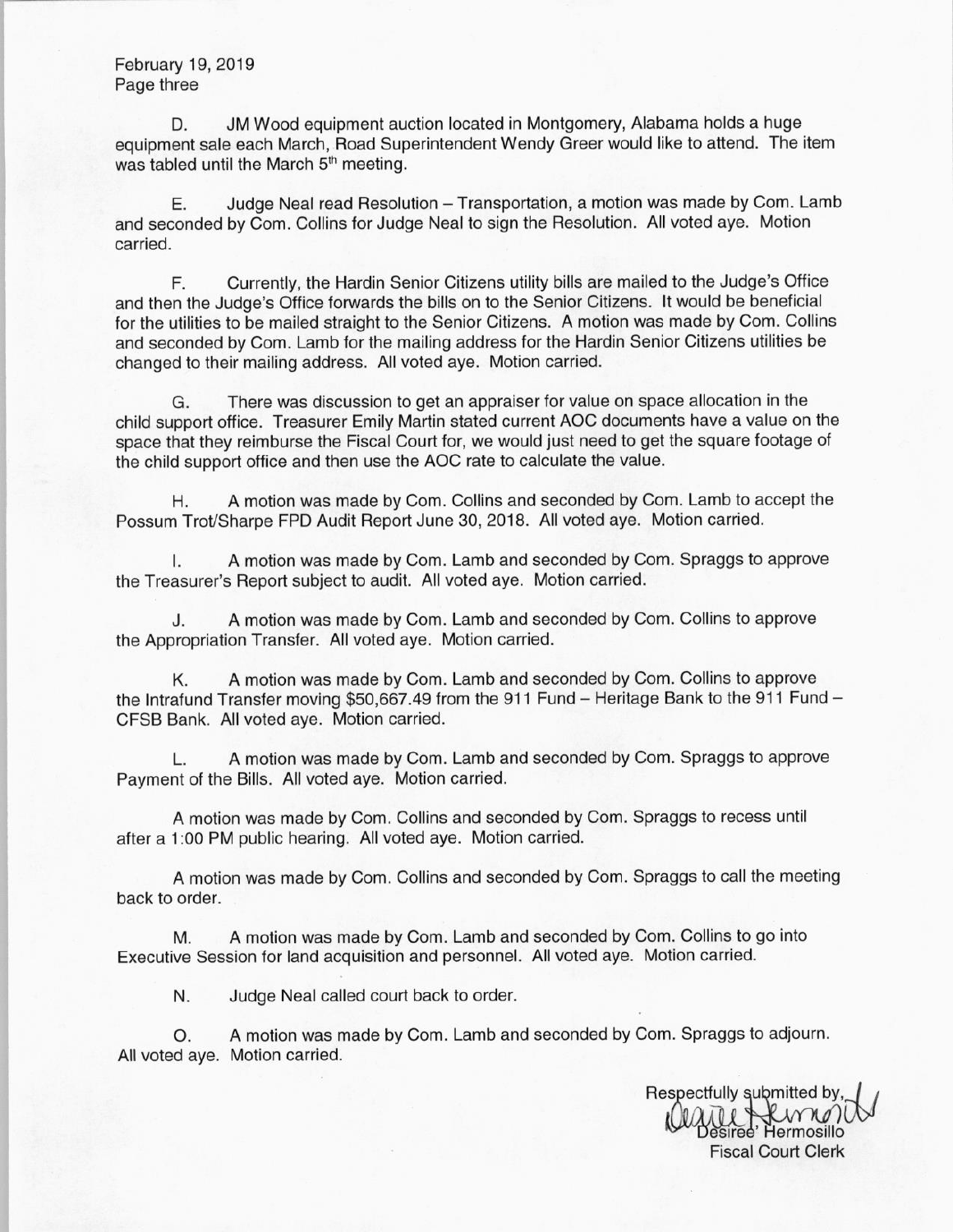D. JM Wood equipment auction located in Montgomery, Alabama holds a huge equipment sale each March, Road Superintendent Wendy Greer would like to attend. The item was tabled until the March 5th meeting.

E. Judge Neal read Resolution – Transportation, a motion was made by Com. Lamb and seconded by Com. Collins for Judge Neal to sign the Resolution. All voted aye. Motion carried.

F. Currently, the Hardin Senior Citizens utility bills are mailed to the Judge's Office and then the Judge's Office forwards the bills on to the Senior Citizens. It would be beneficial for the utilities to be mailed straight to the Senior Citizens. A motion was made by Com. Collins and seconded by Com. Lamb for the mailing address for the Hardin Senior Citizens utilities be changed to their mailing address. All voted aye. Motion carried.

G. There was discussion to get an appraiser for value on space allocation in the child support office. Treasurer Emily Martin stated current AOC documents have a value on the space that they reimburse the Fiscal Court for, we would just need to get the square footage of the child support office and then use the AOC rate to calculate the value.

H. A motion was made by Com. Collins and seconded by Com. Lamb to accept the Possum Trot/Sharpe FPD Audit Report June 30, 2018. All voted aye. Motion carried.

I. A motion was made by Com. Lamb and seconded by Com. Spraggs to approve the Treasurer's Report subject to audit. All voted aye. Motion carried.

J. A motion was made by Com. Lamb and seconded by Com. Collins to approve the Appropriation Transfer. All voted aye. Motion carried.

K. A motion was made by Com. Lamb and seconded by Com. Collins to approve the Intrafund Transfer moving $50,667.49 from the 911 Fund – Heritage Bank to the 911 Fund – CFSB Bank. All voted aye. Motion carried.

L. A motion was made by Com. Lamb and seconded by Com. Spraggs to approve Payment of the Bills. All voted aye. Motion carried.

A motion was made by Com. Collins and seconded by Com. Spraggs to recess until after a 1:00 PM public hearing. All voted aye. Motion carried.

A motion was made by Com. Collins and seconded by Com. Spraggs to call the meeting back to order.

M. A motion was made by Com. Lamb and seconded by Com. Collins to go into Executive Session for land acquisition and personnel. All voted aye. Motion carried.

N. Judge Neal called court back to order.

O. A motion was made by Com. Lamb and seconded by Com. Spraggs to adjourn. All voted aye. Motion carried.

Respectfully submitted by,

Desiree' Hermosillo
Fiscal Court Clerk